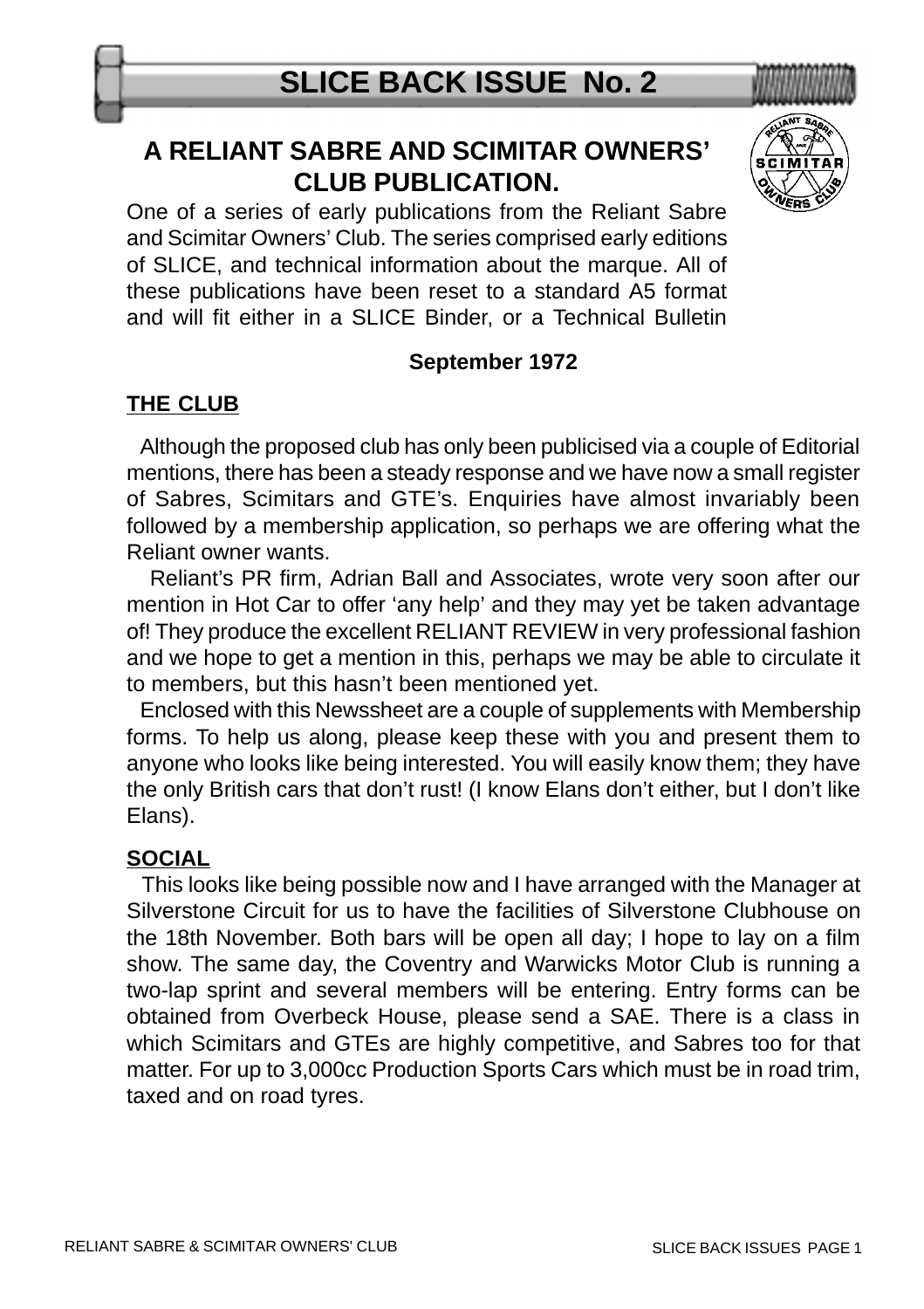# SLICE BACK ISSUE No. 2

## A RELIANT SABRE AND SCIMITAR OWNERS' CLUB PUBLICATION.

One of a series of early publications from the Reliant Sabre and Scimitar Owners' Club. The series comprised early editions of SLICE, and technical information about the marque. All of these publications have been reset to a standard A5 format and will fit either in a SLICE Binder, or a Technical Bulletin

**September 1972**

### THE CLUB

Although the proposed club has only been publicised via a couple of Editorial mentions, there has been a steady response and we have now a small register of Sabres, Scimitars and GTE's. Enquiries have almost invariably been followed by a membership application, so perhaps we are offering what the Reliant owner wants.

Reliant's PR firm, Adrian Ball and Associates, wrote very soon after our mention in Hot Car to offer 'any help' and they may yet be taken advantage of! They produce the excellent RELIANT REVIEW in very professional fashion and we hope to get a mention in this, perhaps we may be able to circulate it to members, but this hasn't been mentioned yet.

Enclosed with this Newssheet are a couple of supplements with Membership forms. To help us along, please keep these with you and present them to anyone who looks like being interested. You will easily know them; they have the only British cars that don't rust! (I know Elans don't either, but I don't like Elans).

### SOCIAL

This looks like being possible now and I have arranged with the Manager at Silverstone Circuit for us to have the facilities of Silverstone Clubhouse on the 18th November. Both bars will be open all day; I hope to lay on a film show. The same day, the Coventry and Warwicks Motor Club is running a two-lap sprint and several members will be entering. Entry forms can be obtained from Overbeck House, please send a SAE. There is a class in which Scimitars and GTEs are highly competitive, and Sabres too for that matter. For up to 3,000cc Production Sports Cars which must be in road trim, taxed and on road tyres.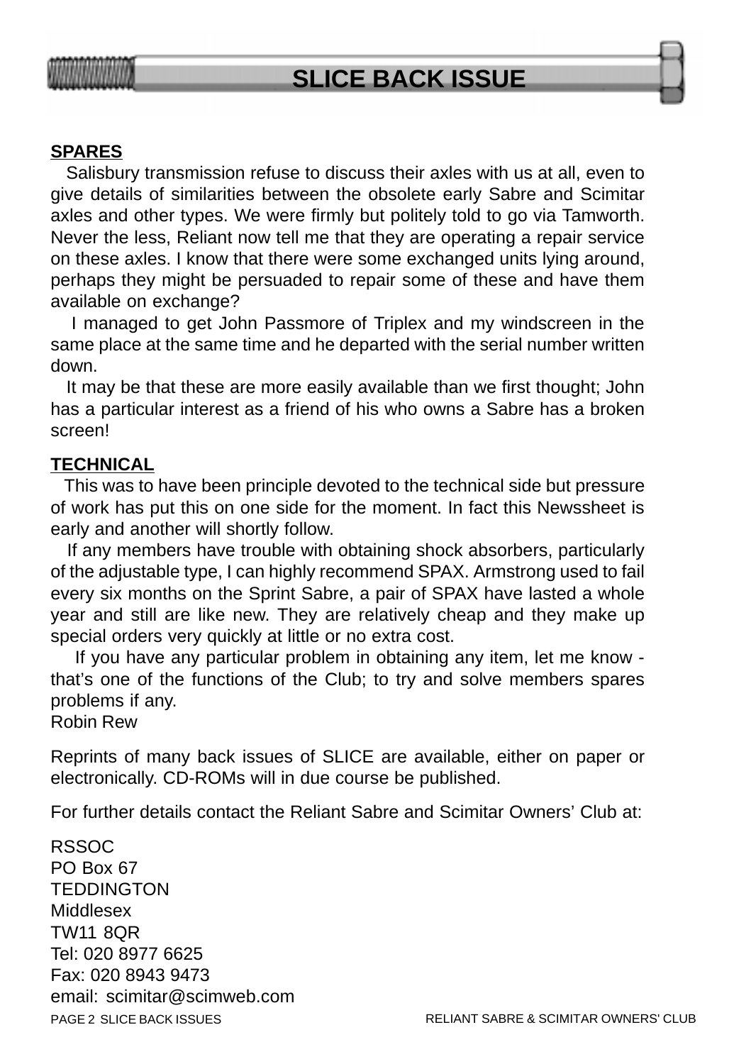# SLICE BACK ISSUE

**SPARES**

Salisbury transmission refuse to discuss their axles with us at all, even to give details of similarities between the obsolete early Sabre and Scimitar axles and other types. We were firmly but politely told to go via Tamworth. Never the less, Reliant now tell me that they are operating a repair service on these axles. I know that there were some exchanged units lying around, perhaps they might be persuaded to repair some of these and have them available on exchange?

I managed to get John Passmore of Triplex and my windscreen in the same place at the same time and he departed with the serial number written down.

It may be that these are more easily available than we first thought; John has a particular interest as a friend of his who owns a Sabre has a broken screen!

**TECHNICAL**

This was to have been principle devoted to the technical side but pressure of work has put this on one side for the moment. In fact this Newssheet is early and another will shortly follow.

If any members have trouble with obtaining shock absorbers, particularly of the adjustable type, I can highly recommend SPAX. Armstrong used to fail every six months on the Sprint Sabre, a pair of SPAX have lasted a whole year and still are like new. They are relatively cheap and they make up special orders very quickly at little or no extra cost.

If you have any particular problem in obtaining any item, let me know - that's one of the functions of the Club; to try and solve members spares problems if any.

Robin Rew

Reprints of many back issues of SLICE are available, either on paper or electronically. CD-ROMs will in due course be published.

For further details contact the Reliant Sabre and Scimitar Owners' Club at:

RSSOC
PO Box 67
TEDDINGTON
Middlesex
TW11 8QR
Tel: 020 8977 6625
Fax: 020 8943 9473
email: scimitar@scimweb.com